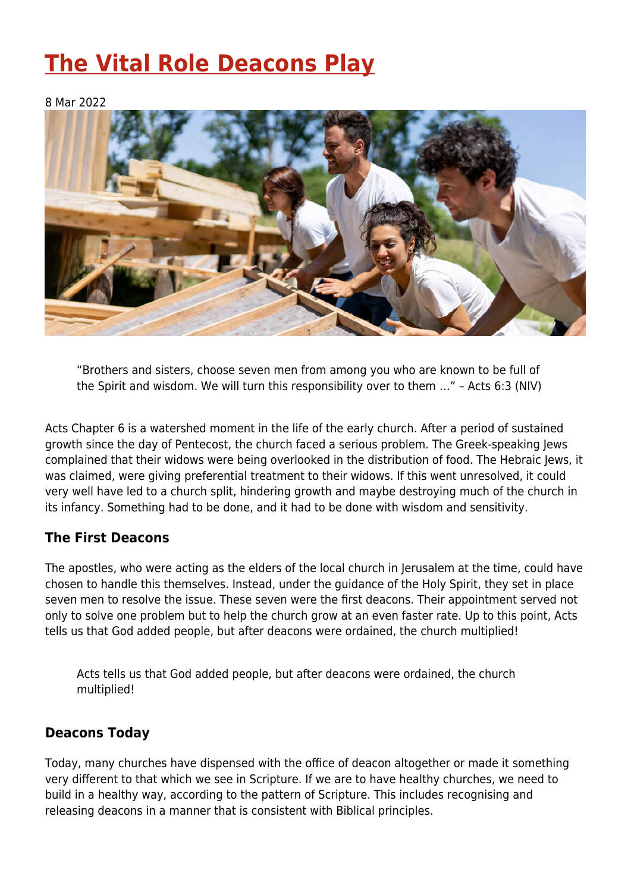# The Vital Role Deacons Play

8 Mar 2022

> "Brothers and sisters, choose seven men from among you who are known to be full of the Spirit and wisdom. We will turn this responsibility over to them …" – Acts 6:3 (NIV)

Acts Chapter 6 is a watershed moment in the life of the early church. After a period of sustained growth since the day of Pentecost, the church faced a serious problem. The Greek-speaking Jews complained that their widows were being overlooked in the distribution of food. The Hebraic Jews, it was claimed, were giving preferential treatment to their widows. If this went unresolved, it could very well have led to a church split, hindering growth and maybe destroying much of the church in its infancy. Something had to be done, and it had to be done with wisdom and sensitivity.

### The First Deacons

The apostles, who were acting as the elders of the local church in Jerusalem at the time, could have chosen to handle this themselves. Instead, under the guidance of the Holy Spirit, they set in place seven men to resolve the issue. These seven were the first deacons. Their appointment served not only to solve one problem but to help the church grow at an even faster rate. Up to this point, Acts tells us that God added people, but after deacons were ordained, the church multiplied!

> Acts tells us that God added people, but after deacons were ordained, the church multiplied!

### Deacons Today

Today, many churches have dispensed with the office of deacon altogether or made it something very different to that which we see in Scripture. If we are to have healthy churches, we need to build in a healthy way, according to the pattern of Scripture. This includes recognising and releasing deacons in a manner that is consistent with Biblical principles.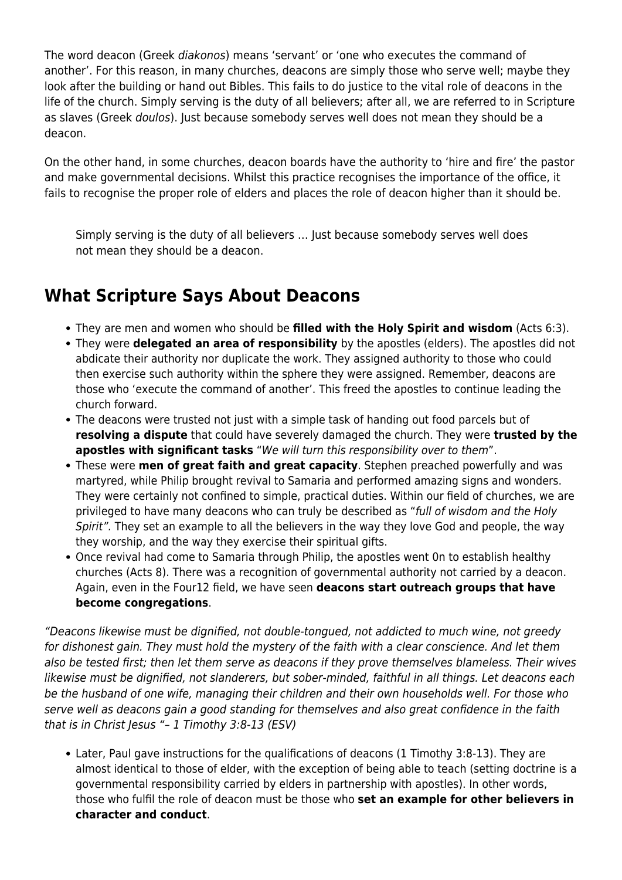The word deacon (Greek *diakonos*) means 'servant' or 'one who executes the command of another'. For this reason, in many churches, deacons are simply those who serve well; maybe they look after the building or hand out Bibles. This fails to do justice to the vital role of deacons in the life of the church. Simply serving is the duty of all believers; after all, we are referred to in Scripture as slaves (Greek *doulos*). Just because somebody serves well does not mean they should be a deacon.

On the other hand, in some churches, deacon boards have the authority to 'hire and fire' the pastor and make governmental decisions. Whilst this practice recognises the importance of the office, it fails to recognise the proper role of elders and places the role of deacon higher than it should be.

> Simply serving is the duty of all believers … Just because somebody serves well does not mean they should be a deacon.

## What Scripture Says About Deacons

- They are men and women who should be **filled with the Holy Spirit and wisdom** (Acts 6:3).
- They were **delegated an area of responsibility** by the apostles (elders). The apostles did not abdicate their authority nor duplicate the work. They assigned authority to those who could then exercise such authority within the sphere they were assigned. Remember, deacons are those who 'execute the command of another'. This freed the apostles to continue leading the church forward.
- The deacons were trusted not just with a simple task of handing out food parcels but of **resolving a dispute** that could have severely damaged the church. They were **trusted by the apostles with significant tasks** "*We will turn this responsibility over to them*".
- These were **men of great faith and great capacity**. Stephen preached powerfully and was martyred, while Philip brought revival to Samaria and performed amazing signs and wonders. They were certainly not confined to simple, practical duties. Within our field of churches, we are privileged to have many deacons who can truly be described as "*full of wisdom and the Holy Spirit".* They set an example to all the believers in the way they love God and people, the way they worship, and the way they exercise their spiritual gifts.
- Once revival had come to Samaria through Philip, the apostles went 0n to establish healthy churches (Acts 8). There was a recognition of governmental authority not carried by a deacon. Again, even in the Four12 field, we have seen **deacons start outreach groups that have become congregations**.

*"Deacons likewise must be dignified, not double-tongued, not addicted to much wine, not greedy for dishonest gain. They must hold the mystery of the faith with a clear conscience. And let them also be tested first; then let them serve as deacons if they prove themselves blameless. Their wives likewise must be dignified, not slanderers, but sober-minded, faithful in all things. Let deacons each be the husband of one wife, managing their children and their own households well. For those who serve well as deacons gain a good standing for themselves and also great confidence in the faith that is in Christ Jesus "– 1 Timothy 3:8-13 (ESV)*

- Later, Paul gave instructions for the qualifications of deacons (1 Timothy 3:8-13). They are almost identical to those of elder, with the exception of being able to teach (setting doctrine is a governmental responsibility carried by elders in partnership with apostles). In other words, those who fulfil the role of deacon must be those who **set an example for other believers in character and conduct**.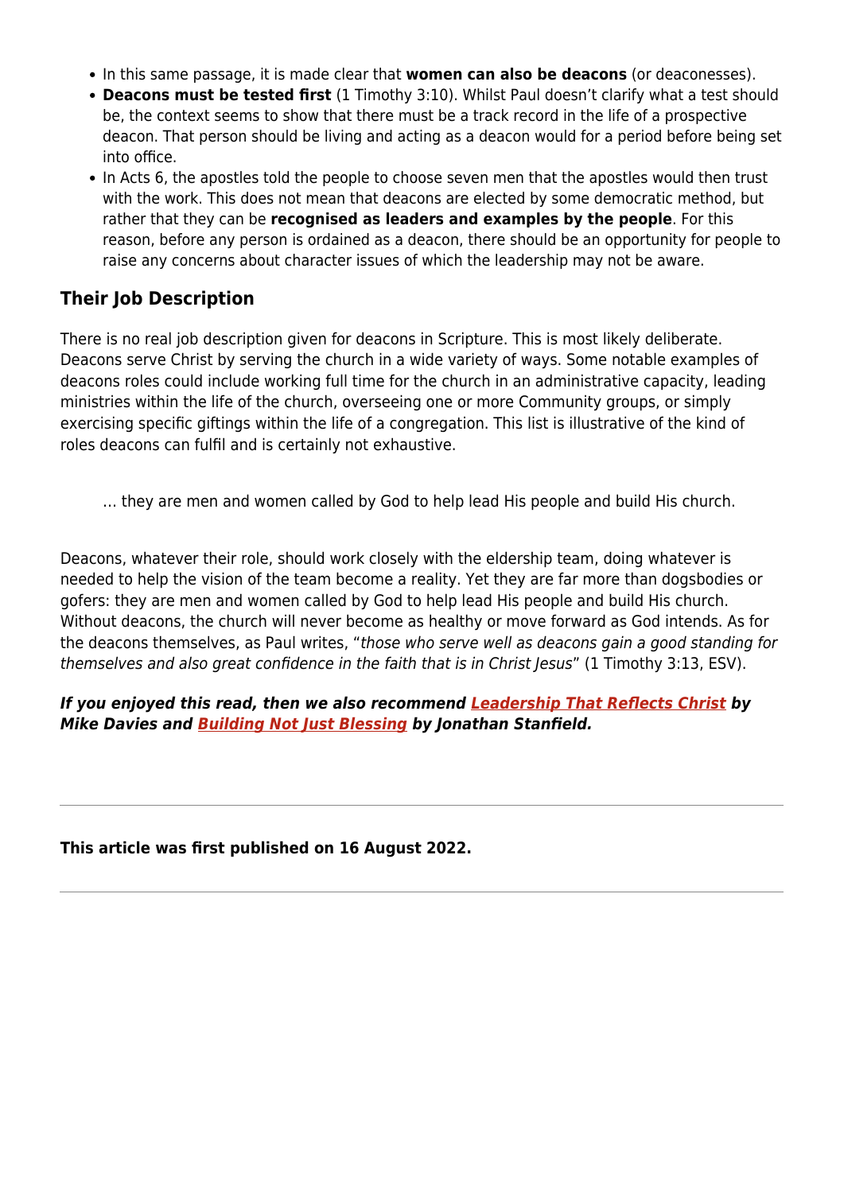- In this same passage, it is made clear that **women can also be deacons** (or deaconesses).
- **Deacons must be tested first** (1 Timothy 3:10). Whilst Paul doesn't clarify what a test should be, the context seems to show that there must be a track record in the life of a prospective deacon. That person should be living and acting as a deacon would for a period before being set into office.
- In Acts 6, the apostles told the people to choose seven men that the apostles would then trust with the work. This does not mean that deacons are elected by some democratic method, but rather that they can be **recognised as leaders and examples by the people**. For this reason, before any person is ordained as a deacon, there should be an opportunity for people to raise any concerns about character issues of which the leadership may not be aware.

## Their Job Description

There is no real job description given for deacons in Scripture. This is most likely deliberate. Deacons serve Christ by serving the church in a wide variety of ways. Some notable examples of deacons roles could include working full time for the church in an administrative capacity, leading ministries within the life of the church, overseeing one or more Community groups, or simply exercising specific giftings within the life of a congregation. This list is illustrative of the kind of roles deacons can fulfil and is certainly not exhaustive.

> … they are men and women called by God to help lead His people and build His church.

Deacons, whatever their role, should work closely with the eldership team, doing whatever is needed to help the vision of the team become a reality. Yet they are far more than dogsbodies or gofers: they are men and women called by God to help lead His people and build His church. Without deacons, the church will never become as healthy or move forward as God intends. As for the deacons themselves, as Paul writes, "*those who serve well as deacons gain a good standing for themselves and also great confidence in the faith that is in Christ Jesus*" (1 Timothy 3:13, ESV).

***If you enjoyed this read, then we also recommend [Leadership That Reflects Christ](#) by Mike Davies and [Building Not Just Blessing](#) by Jonathan Stanfield.***

---

**This article was first published on 16 August 2022.**

---